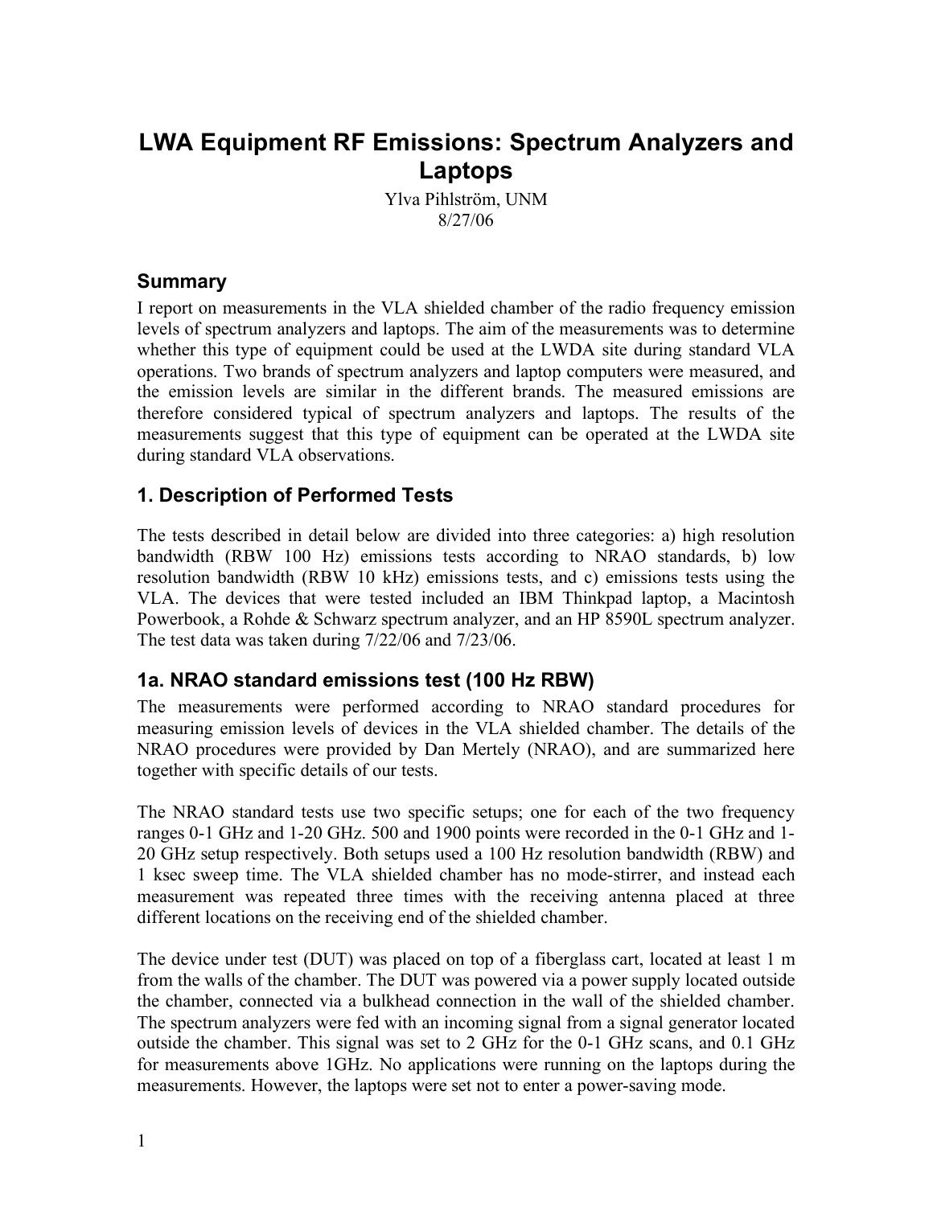# LWA Equipment RF Emissions: Spectrum Analyzers and Laptops

Ylva Pihlström, UNM
8/27/06

## Summary

I report on measurements in the VLA shielded chamber of the radio frequency emission levels of spectrum analyzers and laptops. The aim of the measurements was to determine whether this type of equipment could be used at the LWDA site during standard VLA operations. Two brands of spectrum analyzers and laptop computers were measured, and the emission levels are similar in the different brands. The measured emissions are therefore considered typical of spectrum analyzers and laptops. The results of the measurements suggest that this type of equipment can be operated at the LWDA site during standard VLA observations.

## 1. Description of Performed Tests

The tests described in detail below are divided into three categories: a) high resolution bandwidth (RBW 100 Hz) emissions tests according to NRAO standards, b) low resolution bandwidth (RBW 10 kHz) emissions tests, and c) emissions tests using the VLA. The devices that were tested included an IBM Thinkpad laptop, a Macintosh Powerbook, a Rohde & Schwarz spectrum analyzer, and an HP 8590L spectrum analyzer. The test data was taken during 7/22/06 and 7/23/06.

### 1a. NRAO standard emissions test (100 Hz RBW)

The measurements were performed according to NRAO standard procedures for measuring emission levels of devices in the VLA shielded chamber. The details of the NRAO procedures were provided by Dan Mertely (NRAO), and are summarized here together with specific details of our tests.

The NRAO standard tests use two specific setups; one for each of the two frequency ranges 0-1 GHz and 1-20 GHz. 500 and 1900 points were recorded in the 0-1 GHz and 1-20 GHz setup respectively. Both setups used a 100 Hz resolution bandwidth (RBW) and 1 ksec sweep time. The VLA shielded chamber has no mode-stirrer, and instead each measurement was repeated three times with the receiving antenna placed at three different locations on the receiving end of the shielded chamber.

The device under test (DUT) was placed on top of a fiberglass cart, located at least 1 m from the walls of the chamber. The DUT was powered via a power supply located outside the chamber, connected via a bulkhead connection in the wall of the shielded chamber. The spectrum analyzers were fed with an incoming signal from a signal generator located outside the chamber. This signal was set to 2 GHz for the 0-1 GHz scans, and 0.1 GHz for measurements above 1GHz. No applications were running on the laptops during the measurements. However, the laptops were set not to enter a power-saving mode.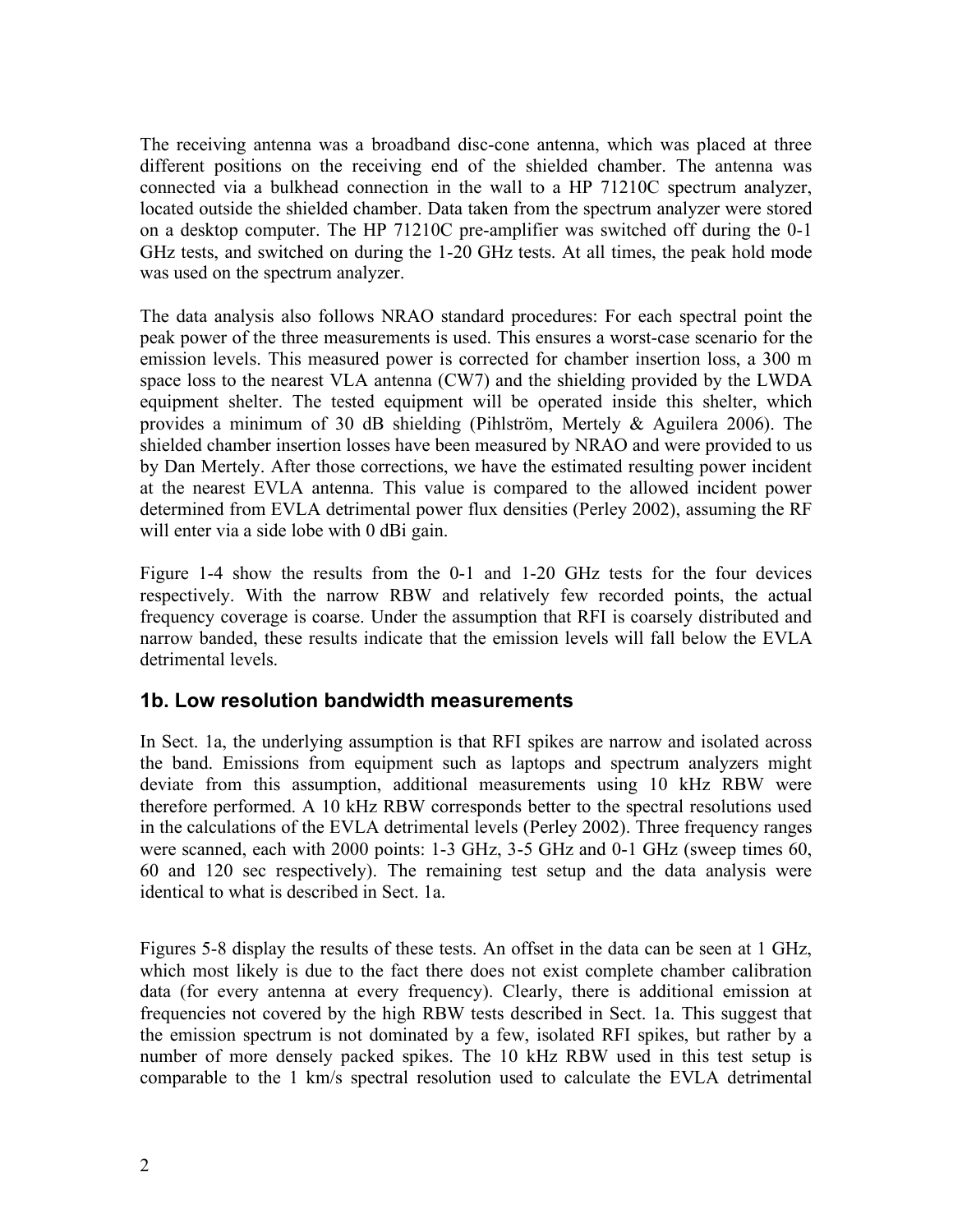The receiving antenna was a broadband disc-cone antenna, which was placed at three different positions on the receiving end of the shielded chamber. The antenna was connected via a bulkhead connection in the wall to a HP 71210C spectrum analyzer, located outside the shielded chamber. Data taken from the spectrum analyzer were stored on a desktop computer. The HP 71210C pre-amplifier was switched off during the 0-1 GHz tests, and switched on during the 1-20 GHz tests. At all times, the peak hold mode was used on the spectrum analyzer.

The data analysis also follows NRAO standard procedures: For each spectral point the peak power of the three measurements is used. This ensures a worst-case scenario for the emission levels. This measured power is corrected for chamber insertion loss, a 300 m space loss to the nearest VLA antenna (CW7) and the shielding provided by the LWDA equipment shelter. The tested equipment will be operated inside this shelter, which provides a minimum of 30 dB shielding (Pihlström, Mertely & Aguilera 2006). The shielded chamber insertion losses have been measured by NRAO and were provided to us by Dan Mertely. After those corrections, we have the estimated resulting power incident at the nearest EVLA antenna. This value is compared to the allowed incident power determined from EVLA detrimental power flux densities (Perley 2002), assuming the RF will enter via a side lobe with 0 dBi gain.

Figure 1-4 show the results from the 0-1 and 1-20 GHz tests for the four devices respectively. With the narrow RBW and relatively few recorded points, the actual frequency coverage is coarse. Under the assumption that RFI is coarsely distributed and narrow banded, these results indicate that the emission levels will fall below the EVLA detrimental levels.

## 1b. Low resolution bandwidth measurements

In Sect. 1a, the underlying assumption is that RFI spikes are narrow and isolated across the band. Emissions from equipment such as laptops and spectrum analyzers might deviate from this assumption, additional measurements using 10 kHz RBW were therefore performed. A 10 kHz RBW corresponds better to the spectral resolutions used in the calculations of the EVLA detrimental levels (Perley 2002). Three frequency ranges were scanned, each with 2000 points: 1-3 GHz, 3-5 GHz and 0-1 GHz (sweep times 60, 60 and 120 sec respectively). The remaining test setup and the data analysis were identical to what is described in Sect. 1a.

Figures 5-8 display the results of these tests. An offset in the data can be seen at 1 GHz, which most likely is due to the fact there does not exist complete chamber calibration data (for every antenna at every frequency). Clearly, there is additional emission at frequencies not covered by the high RBW tests described in Sect. 1a. This suggest that the emission spectrum is not dominated by a few, isolated RFI spikes, but rather by a number of more densely packed spikes. The 10 kHz RBW used in this test setup is comparable to the 1 km/s spectral resolution used to calculate the EVLA detrimental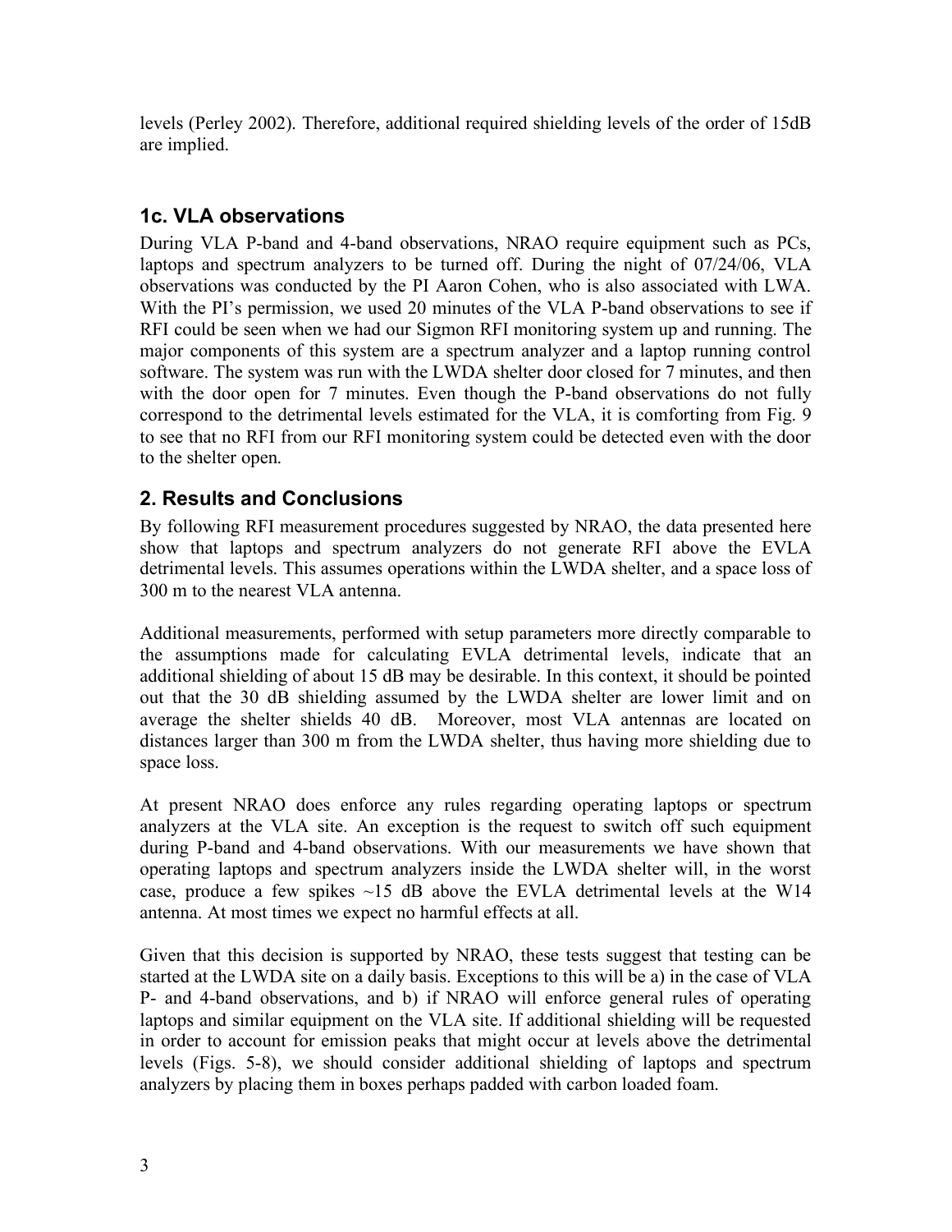levels (Perley 2002). Therefore, additional required shielding levels of the order of 15dB are implied.

### 1c. VLA observations

During VLA P-band and 4-band observations, NRAO require equipment such as PCs, laptops and spectrum analyzers to be turned off. During the night of 07/24/06, VLA observations was conducted by the PI Aaron Cohen, who is also associated with LWA. With the PI's permission, we used 20 minutes of the VLA P-band observations to see if RFI could be seen when we had our Sigmon RFI monitoring system up and running. The major components of this system are a spectrum analyzer and a laptop running control software. The system was run with the LWDA shelter door closed for 7 minutes, and then with the door open for 7 minutes. Even though the P-band observations do not fully correspond to the detrimental levels estimated for the VLA, it is comforting from Fig. 9 to see that no RFI from our RFI monitoring system could be detected even with the door to the shelter open.

## 2. Results and Conclusions

By following RFI measurement procedures suggested by NRAO, the data presented here show that laptops and spectrum analyzers do not generate RFI above the EVLA detrimental levels. This assumes operations within the LWDA shelter, and a space loss of 300 m to the nearest VLA antenna.

Additional measurements, performed with setup parameters more directly comparable to the assumptions made for calculating EVLA detrimental levels, indicate that an additional shielding of about 15 dB may be desirable. In this context, it should be pointed out that the 30 dB shielding assumed by the LWDA shelter are lower limit and on average the shelter shields 40 dB. Moreover, most VLA antennas are located on distances larger than 300 m from the LWDA shelter, thus having more shielding due to space loss.

At present NRAO does enforce any rules regarding operating laptops or spectrum analyzers at the VLA site. An exception is the request to switch off such equipment during P-band and 4-band observations. With our measurements we have shown that operating laptops and spectrum analyzers inside the LWDA shelter will, in the worst case, produce a few spikes ~15 dB above the EVLA detrimental levels at the W14 antenna. At most times we expect no harmful effects at all.

Given that this decision is supported by NRAO, these tests suggest that testing can be started at the LWDA site on a daily basis. Exceptions to this will be a) in the case of VLA P- and 4-band observations, and b) if NRAO will enforce general rules of operating laptops and similar equipment on the VLA site. If additional shielding will be requested in order to account for emission peaks that might occur at levels above the detrimental levels (Figs. 5-8), we should consider additional shielding of laptops and spectrum analyzers by placing them in boxes perhaps padded with carbon loaded foam.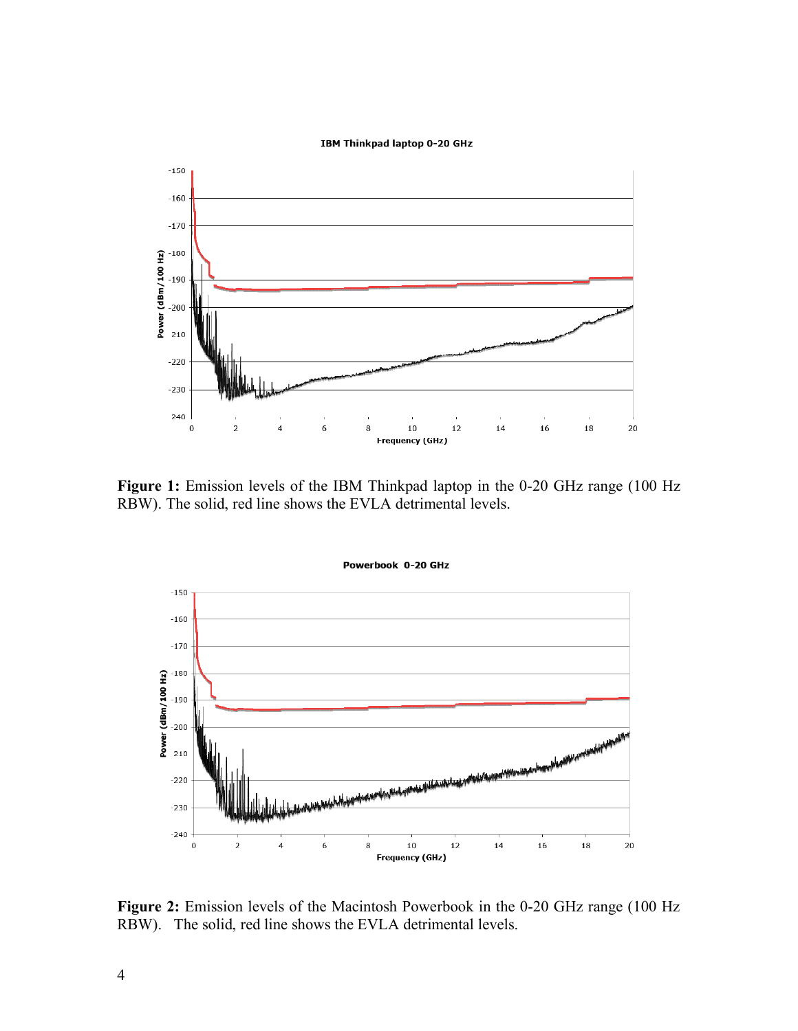**Figure 1:** Emission levels of the IBM Thinkpad laptop in the 0-20 GHz range (100 Hz RBW). The solid, red line shows the EVLA detrimental levels.

**Figure 2:** Emission levels of the Macintosh Powerbook in the 0-20 GHz range (100 Hz RBW). The solid, red line shows the EVLA detrimental levels.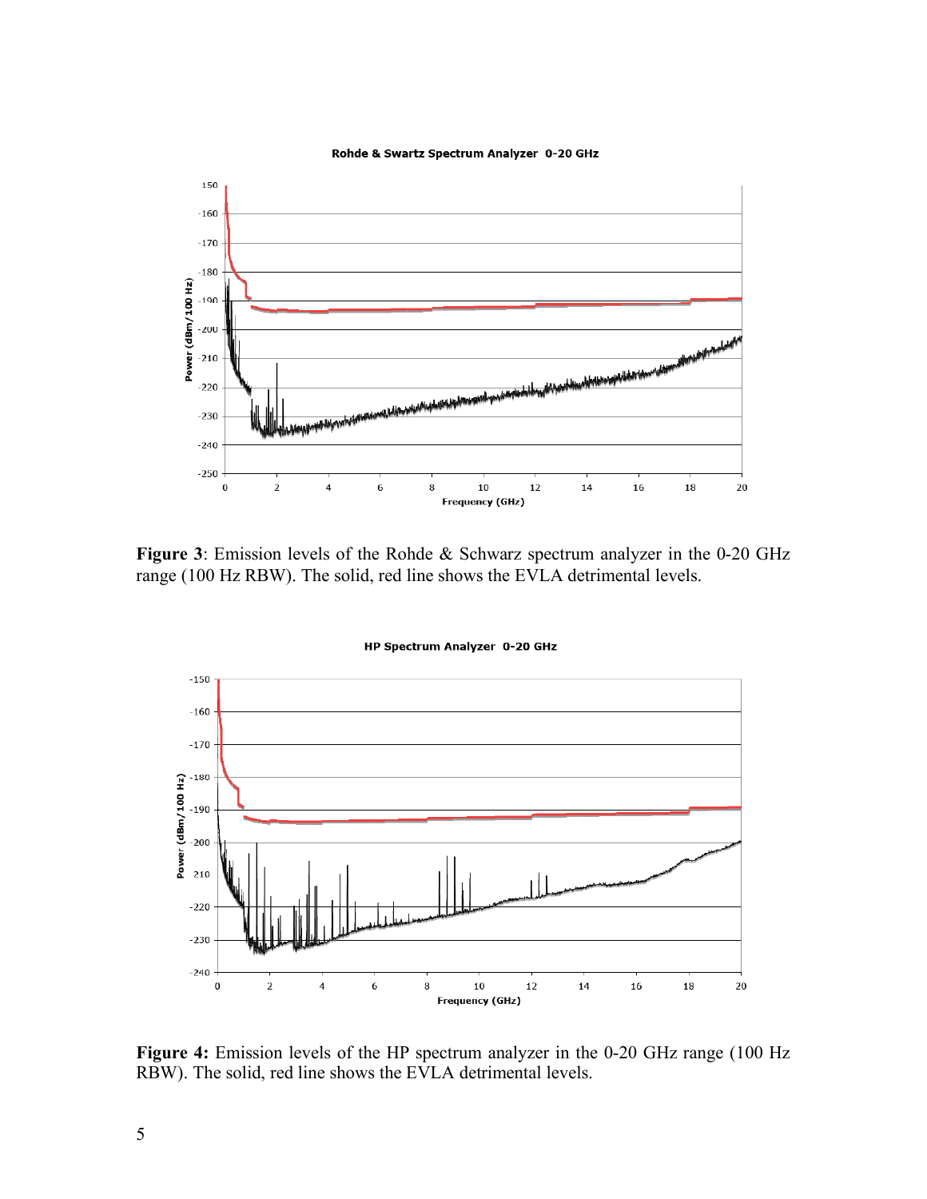**Figure 3**: Emission levels of the Rohde & Schwarz spectrum analyzer in the 0-20 GHz range (100 Hz RBW). The solid, red line shows the EVLA detrimental levels.

**Figure 4:** Emission levels of the HP spectrum analyzer in the 0-20 GHz range (100 Hz RBW). The solid, red line shows the EVLA detrimental levels.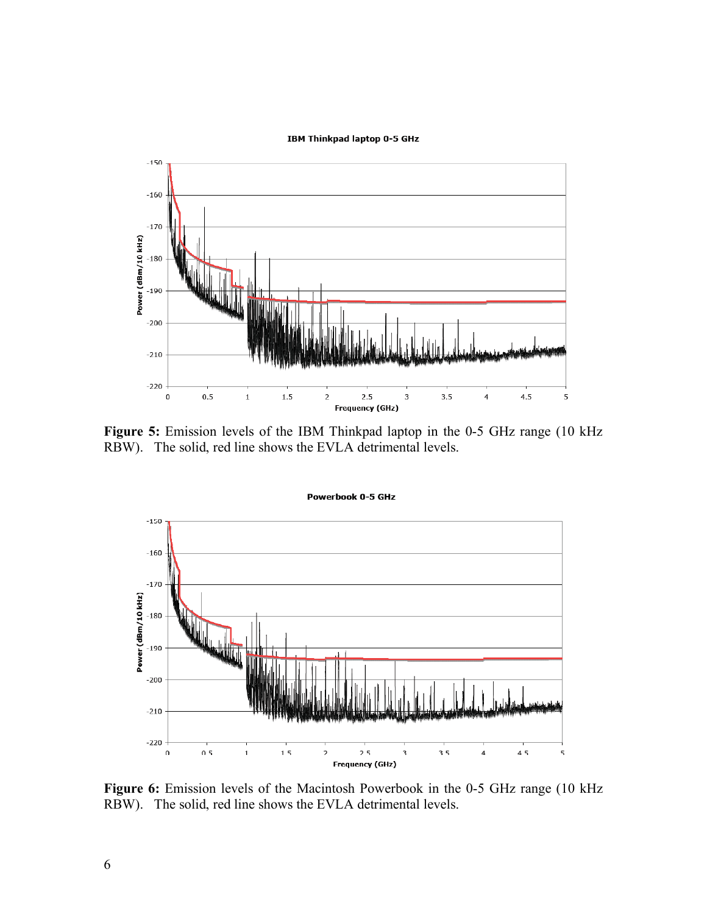**Figure 5:** Emission levels of the IBM Thinkpad laptop in the 0-5 GHz range (10 kHz RBW). The solid, red line shows the EVLA detrimental levels.

**Figure 6:** Emission levels of the Macintosh Powerbook in the 0-5 GHz range (10 kHz RBW). The solid, red line shows the EVLA detrimental levels.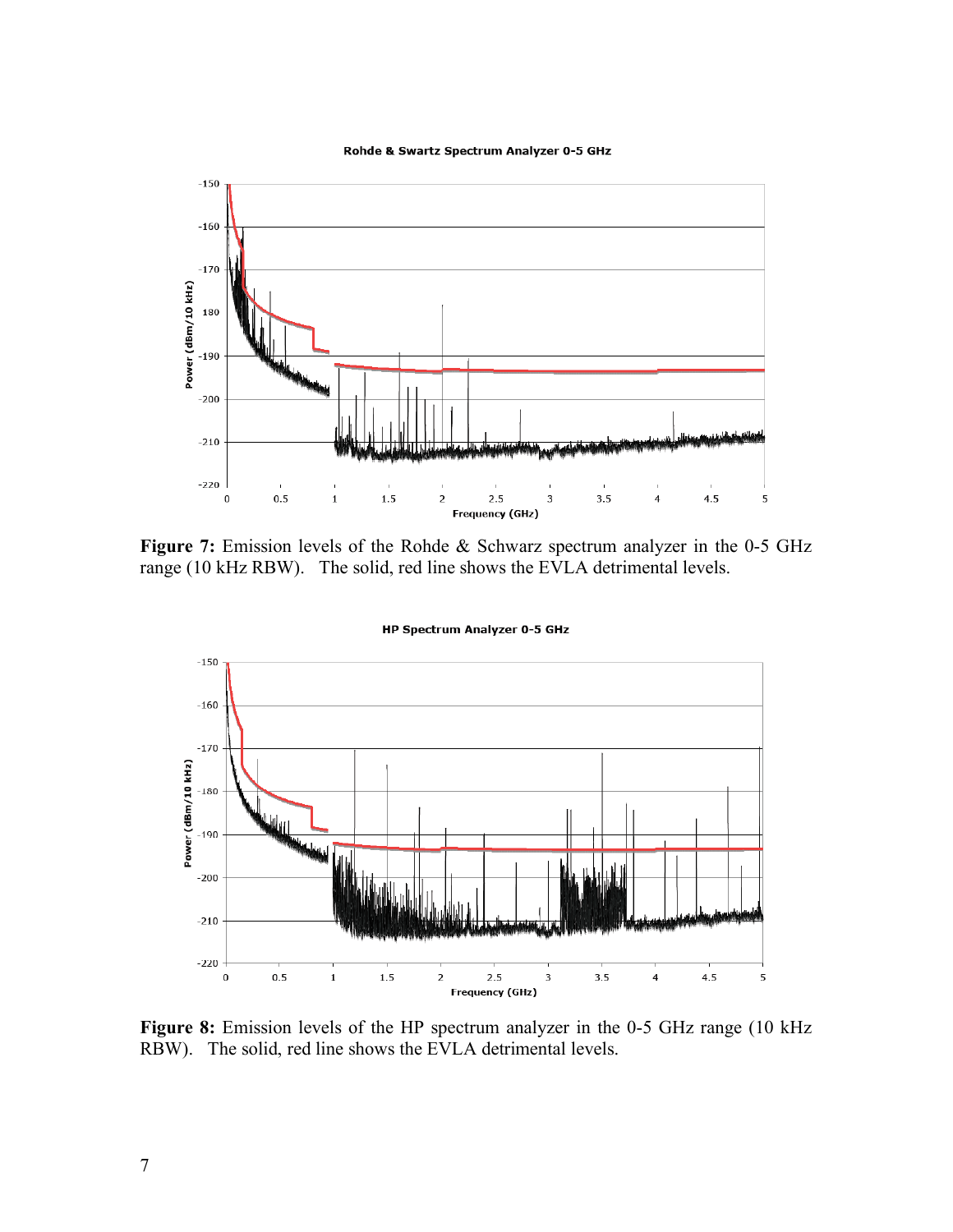**Figure 7:** Emission levels of the Rohde & Schwarz spectrum analyzer in the 0-5 GHz range (10 kHz RBW). The solid, red line shows the EVLA detrimental levels.

**Figure 8:** Emission levels of the HP spectrum analyzer in the 0-5 GHz range (10 kHz RBW). The solid, red line shows the EVLA detrimental levels.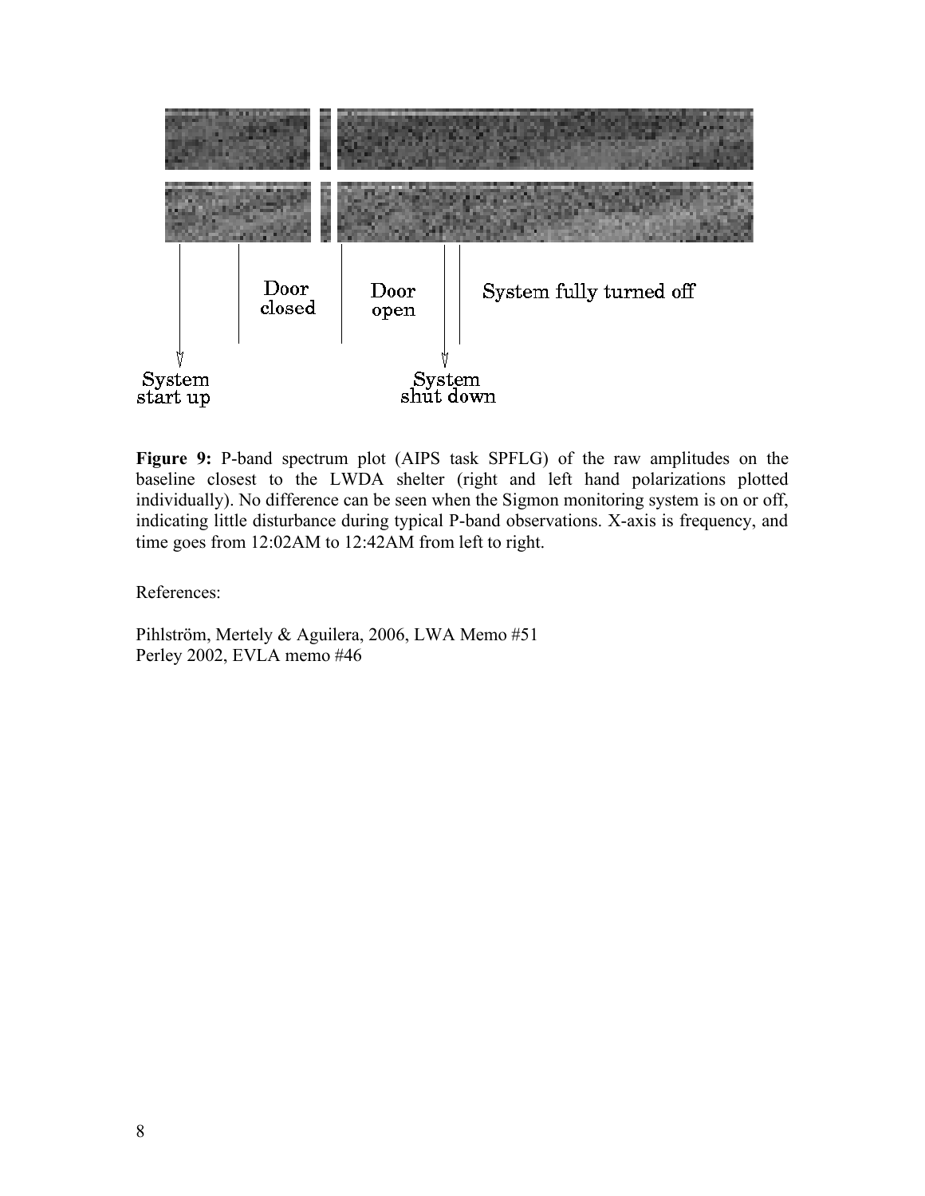Door closed

Door open

System fully turned off

System start up

System shut down

**Figure 9:** P-band spectrum plot (AIPS task SPFLG) of the raw amplitudes on the baseline closest to the LWDA shelter (right and left hand polarizations plotted individually). No difference can be seen when the Sigmon monitoring system is on or off, indicating little disturbance during typical P-band observations. X-axis is frequency, and time goes from 12:02AM to 12:42AM from left to right.

References:

Pihlström, Mertely & Aguilera, 2006, LWA Memo #51
Perley 2002, EVLA memo #46